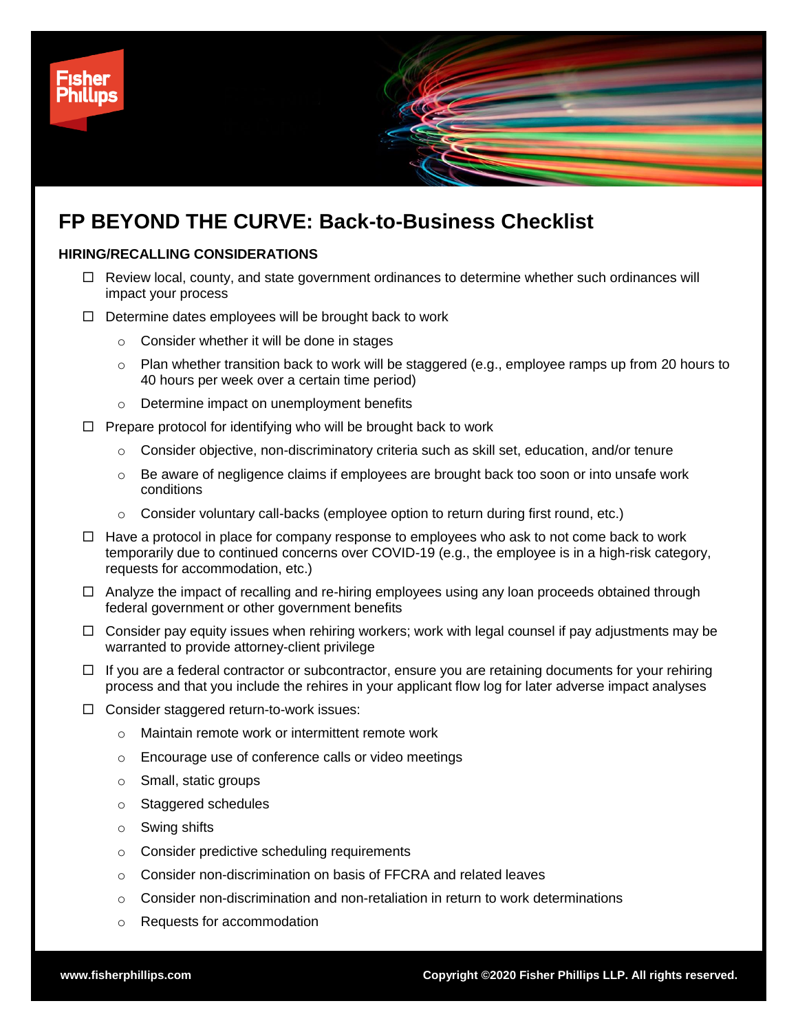# FP BEYOND THE CURVE: Back-to-Business Checklist

## HIRING/RECALLING CONSIDERATIONS

- ☐ Review local, county, and state government ordinances to determine whether such ordinances will impact your process
- ☐ Determine dates employees will be brought back to work
  - Consider whether it will be done in stages
  - Plan whether transition back to work will be staggered (e.g., employee ramps up from 20 hours to 40 hours per week over a certain time period)
  - Determine impact on unemployment benefits
- ☐ Prepare protocol for identifying who will be brought back to work
  - Consider objective, non-discriminatory criteria such as skill set, education, and/or tenure
  - Be aware of negligence claims if employees are brought back too soon or into unsafe work conditions
  - Consider voluntary call-backs (employee option to return during first round, etc.)
- ☐ Have a protocol in place for company response to employees who ask to not come back to work temporarily due to continued concerns over COVID-19 (e.g., the employee is in a high-risk category, requests for accommodation, etc.)
- ☐ Analyze the impact of recalling and re-hiring employees using any loan proceeds obtained through federal government or other government benefits
- ☐ Consider pay equity issues when rehiring workers; work with legal counsel if pay adjustments may be warranted to provide attorney-client privilege
- ☐ If you are a federal contractor or subcontractor, ensure you are retaining documents for your rehiring process and that you include the rehires in your applicant flow log for later adverse impact analyses
- ☐ Consider staggered return-to-work issues:
  - Maintain remote work or intermittent remote work
  - Encourage use of conference calls or video meetings
  - Small, static groups
  - Staggered schedules
  - Swing shifts
  - Consider predictive scheduling requirements
  - Consider non-discrimination on basis of FFCRA and related leaves
  - Consider non-discrimination and non-retaliation in return to work determinations
  - Requests for accommodation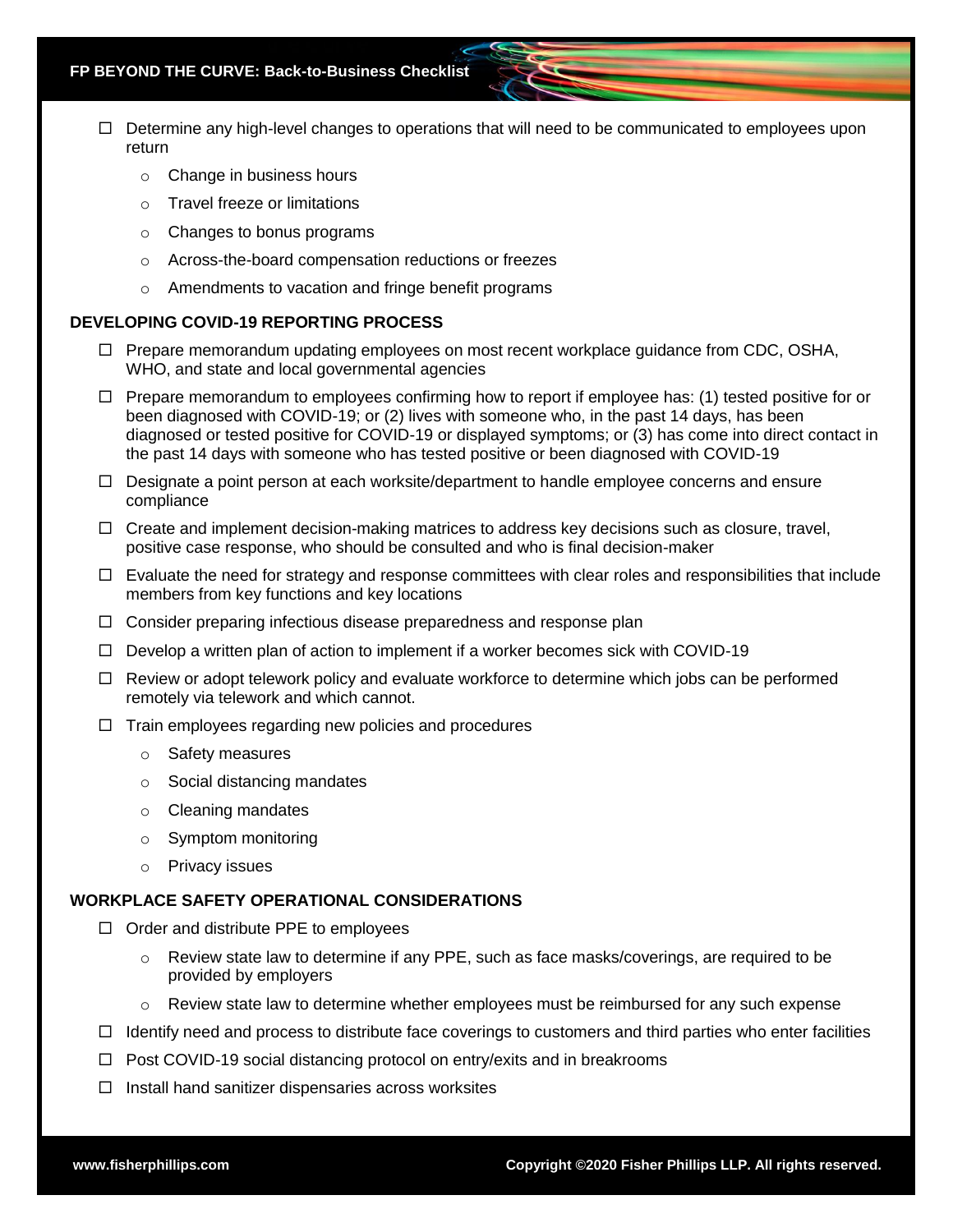- [ ] Determine any high-level changes to operations that will need to be communicated to employees upon return
    - Change in business hours
    - Travel freeze or limitations
    - Changes to bonus programs
    - Across-the-board compensation reductions or freezes
    - Amendments to vacation and fringe benefit programs

**DEVELOPING COVID-19 REPORTING PROCESS**

- [ ] Prepare memorandum updating employees on most recent workplace guidance from CDC, OSHA, WHO, and state and local governmental agencies
- [ ] Prepare memorandum to employees confirming how to report if employee has: (1) tested positive for or been diagnosed with COVID-19; or (2) lives with someone who, in the past 14 days, has been diagnosed or tested positive for COVID-19 or displayed symptoms; or (3) has come into direct contact in the past 14 days with someone who has tested positive or been diagnosed with COVID-19
- [ ] Designate a point person at each worksite/department to handle employee concerns and ensure compliance
- [ ] Create and implement decision-making matrices to address key decisions such as closure, travel, positive case response, who should be consulted and who is final decision-maker
- [ ] Evaluate the need for strategy and response committees with clear roles and responsibilities that include members from key functions and key locations
- [ ] Consider preparing infectious disease preparedness and response plan
- [ ] Develop a written plan of action to implement if a worker becomes sick with COVID-19
- [ ] Review or adopt telework policy and evaluate workforce to determine which jobs can be performed remotely via telework and which cannot.
- [ ] Train employees regarding new policies and procedures
    - Safety measures
    - Social distancing mandates
    - Cleaning mandates
    - Symptom monitoring
    - Privacy issues

**WORKPLACE SAFETY OPERATIONAL CONSIDERATIONS**

- [ ] Order and distribute PPE to employees
    - Review state law to determine if any PPE, such as face masks/coverings, are required to be provided by employers
    - Review state law to determine whether employees must be reimbursed for any such expense
- [ ] Identify need and process to distribute face coverings to customers and third parties who enter facilities
- [ ] Post COVID-19 social distancing protocol on entry/exits and in breakrooms
- [ ] Install hand sanitizer dispensaries across worksites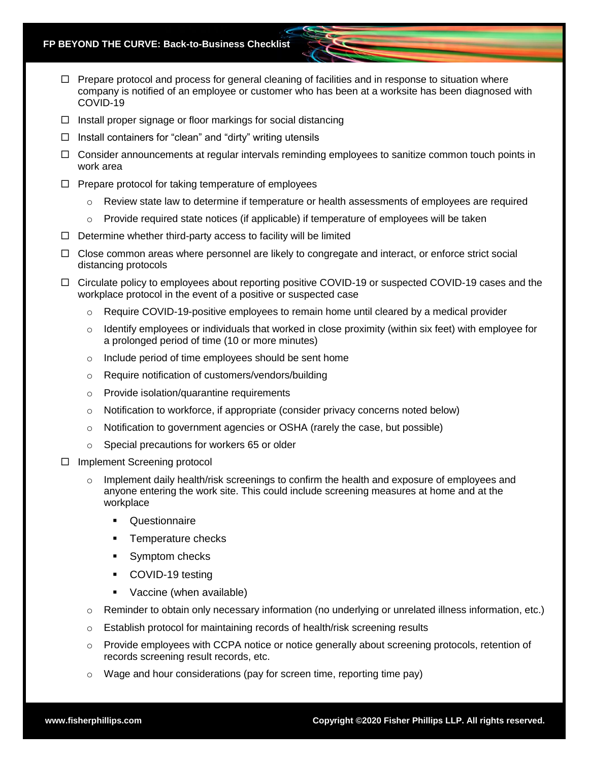- ☐ Prepare protocol and process for general cleaning of facilities and in response to situation where company is notified of an employee or customer who has been at a worksite has been diagnosed with COVID-19
- ☐ Install proper signage or floor markings for social distancing
- ☐ Install containers for "clean" and "dirty" writing utensils
- ☐ Consider announcements at regular intervals reminding employees to sanitize common touch points in work area
- ☐ Prepare protocol for taking temperature of employees
  - Review state law to determine if temperature or health assessments of employees are required
  - Provide required state notices (if applicable) if temperature of employees will be taken
- ☐ Determine whether third-party access to facility will be limited
- ☐ Close common areas where personnel are likely to congregate and interact, or enforce strict social distancing protocols
- ☐ Circulate policy to employees about reporting positive COVID-19 or suspected COVID-19 cases and the workplace protocol in the event of a positive or suspected case
  - Require COVID-19-positive employees to remain home until cleared by a medical provider
  - Identify employees or individuals that worked in close proximity (within six feet) with employee for a prolonged period of time (10 or more minutes)
  - Include period of time employees should be sent home
  - Require notification of customers/vendors/building
  - Provide isolation/quarantine requirements
  - Notification to workforce, if appropriate (consider privacy concerns noted below)
  - Notification to government agencies or OSHA (rarely the case, but possible)
  - Special precautions for workers 65 or older
- ☐ Implement Screening protocol
  - Implement daily health/risk screenings to confirm the health and exposure of employees and anyone entering the work site. This could include screening measures at home and at the workplace
    - Questionnaire
    - Temperature checks
    - Symptom checks
    - COVID-19 testing
    - Vaccine (when available)
  - Reminder to obtain only necessary information (no underlying or unrelated illness information, etc.)
  - Establish protocol for maintaining records of health/risk screening results
  - Provide employees with CCPA notice or notice generally about screening protocols, retention of records screening result records, etc.
  - Wage and hour considerations (pay for screen time, reporting time pay)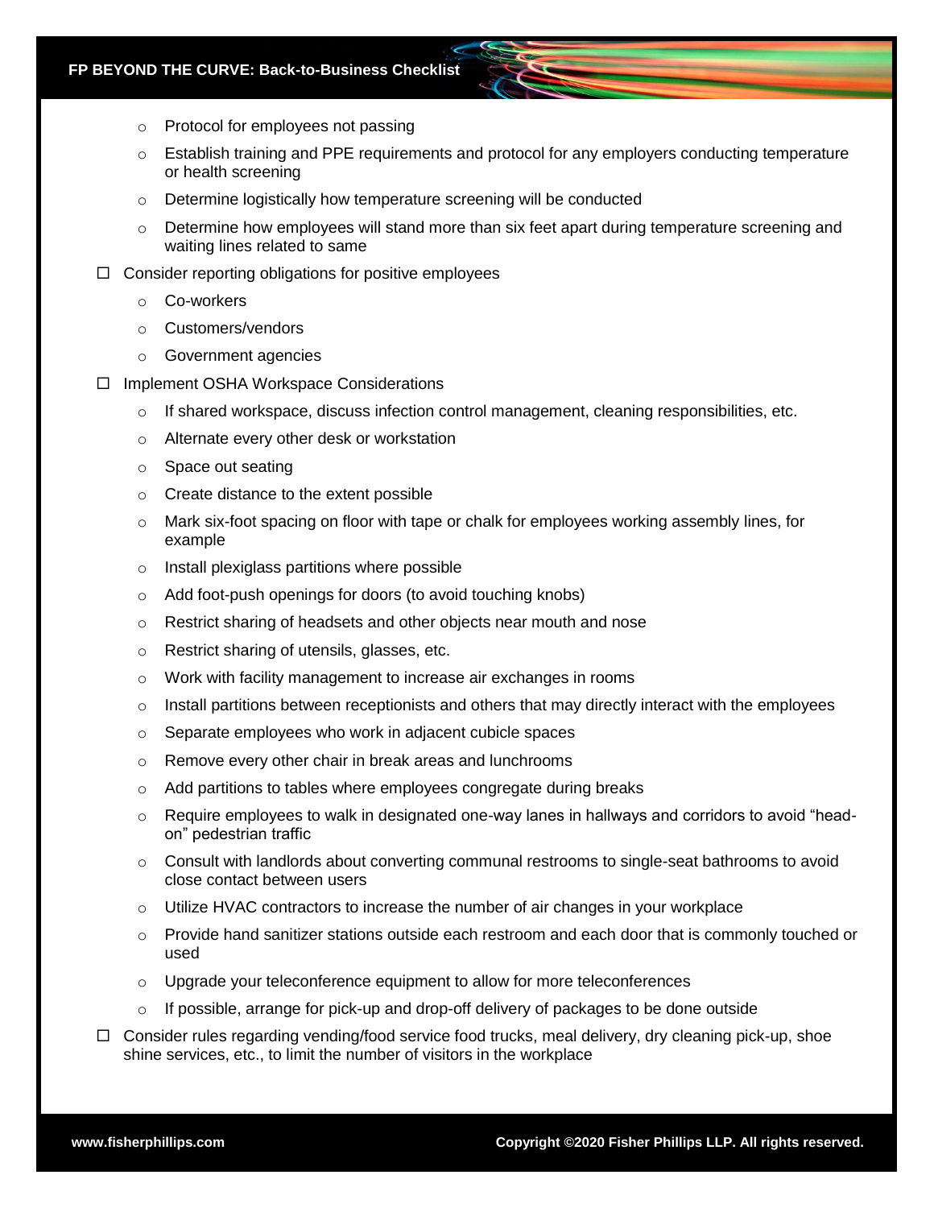- Protocol for employees not passing
   - Establish training and PPE requirements and protocol for any employers conducting temperature or health screening
   - Determine logistically how temperature screening will be conducted
   - Determine how employees will stand more than six feet apart during temperature screening and waiting lines related to same

- ☐ Consider reporting obligations for positive employees
  - Co-workers
  - Customers/vendors
  - Government agencies
- ☐ Implement OSHA Workspace Considerations
  - If shared workspace, discuss infection control management, cleaning responsibilities, etc.
  - Alternate every other desk or workstation
  - Space out seating
  - Create distance to the extent possible
  - Mark six-foot spacing on floor with tape or chalk for employees working assembly lines, for example
  - Install plexiglass partitions where possible
  - Add foot-push openings for doors (to avoid touching knobs)
  - Restrict sharing of headsets and other objects near mouth and nose
  - Restrict sharing of utensils, glasses, etc.
  - Work with facility management to increase air exchanges in rooms
  - Install partitions between receptionists and others that may directly interact with the employees
  - Separate employees who work in adjacent cubicle spaces
  - Remove every other chair in break areas and lunchrooms
  - Add partitions to tables where employees congregate during breaks
  - Require employees to walk in designated one-way lanes in hallways and corridors to avoid "head-on" pedestrian traffic
  - Consult with landlords about converting communal restrooms to single-seat bathrooms to avoid close contact between users
  - Utilize HVAC contractors to increase the number of air changes in your workplace
  - Provide hand sanitizer stations outside each restroom and each door that is commonly touched or used
  - Upgrade your teleconference equipment to allow for more teleconferences
  - If possible, arrange for pick-up and drop-off delivery of packages to be done outside
- ☐ Consider rules regarding vending/food service food trucks, meal delivery, dry cleaning pick-up, shoe shine services, etc., to limit the number of visitors in the workplace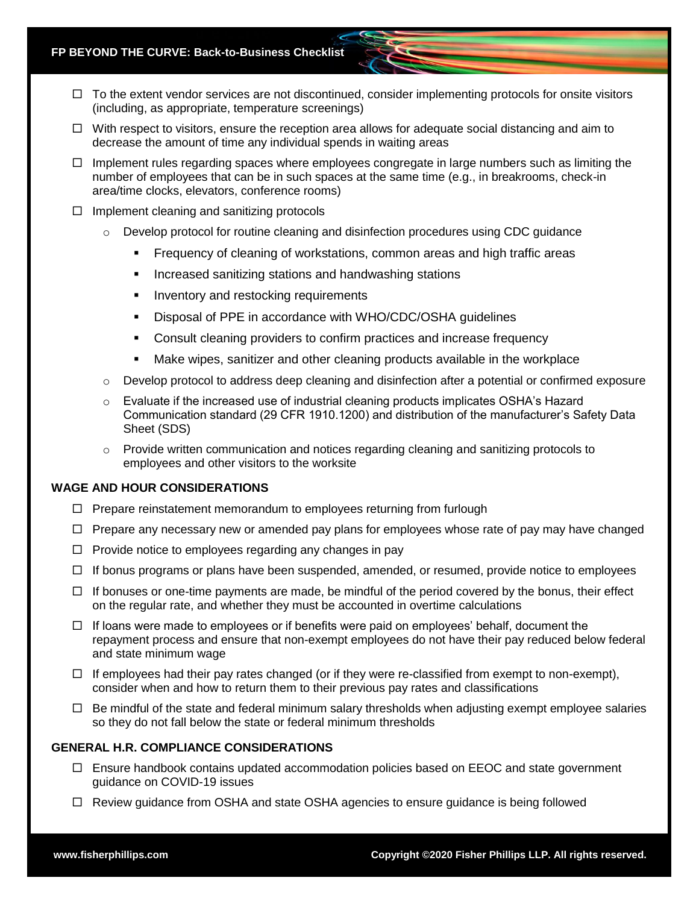- ☐ To the extent vendor services are not discontinued, consider implementing protocols for onsite visitors (including, as appropriate, temperature screenings)
- ☐ With respect to visitors, ensure the reception area allows for adequate social distancing and aim to decrease the amount of time any individual spends in waiting areas
- ☐ Implement rules regarding spaces where employees congregate in large numbers such as limiting the number of employees that can be in such spaces at the same time (e.g., in breakrooms, check-in area/time clocks, elevators, conference rooms)
- ☐ Implement cleaning and sanitizing protocols
  - Develop protocol for routine cleaning and disinfection procedures using CDC guidance
    - Frequency of cleaning of workstations, common areas and high traffic areas
    - Increased sanitizing stations and handwashing stations
    - Inventory and restocking requirements
    - Disposal of PPE in accordance with WHO/CDC/OSHA guidelines
    - Consult cleaning providers to confirm practices and increase frequency
    - Make wipes, sanitizer and other cleaning products available in the workplace
  - Develop protocol to address deep cleaning and disinfection after a potential or confirmed exposure
  - Evaluate if the increased use of industrial cleaning products implicates OSHA's Hazard Communication standard (29 CFR 1910.1200) and distribution of the manufacturer's Safety Data Sheet (SDS)
  - Provide written communication and notices regarding cleaning and sanitizing protocols to employees and other visitors to the worksite

### WAGE AND HOUR CONSIDERATIONS

- ☐ Prepare reinstatement memorandum to employees returning from furlough
- ☐ Prepare any necessary new or amended pay plans for employees whose rate of pay may have changed
- ☐ Provide notice to employees regarding any changes in pay
- ☐ If bonus programs or plans have been suspended, amended, or resumed, provide notice to employees
- ☐ If bonuses or one-time payments are made, be mindful of the period covered by the bonus, their effect on the regular rate, and whether they must be accounted in overtime calculations
- ☐ If loans were made to employees or if benefits were paid on employees' behalf, document the repayment process and ensure that non-exempt employees do not have their pay reduced below federal and state minimum wage
- ☐ If employees had their pay rates changed (or if they were re-classified from exempt to non-exempt), consider when and how to return them to their previous pay rates and classifications
- ☐ Be mindful of the state and federal minimum salary thresholds when adjusting exempt employee salaries so they do not fall below the state or federal minimum thresholds

### GENERAL H.R. COMPLIANCE CONSIDERATIONS

- ☐ Ensure handbook contains updated accommodation policies based on EEOC and state government guidance on COVID-19 issues
- ☐ Review guidance from OSHA and state OSHA agencies to ensure guidance is being followed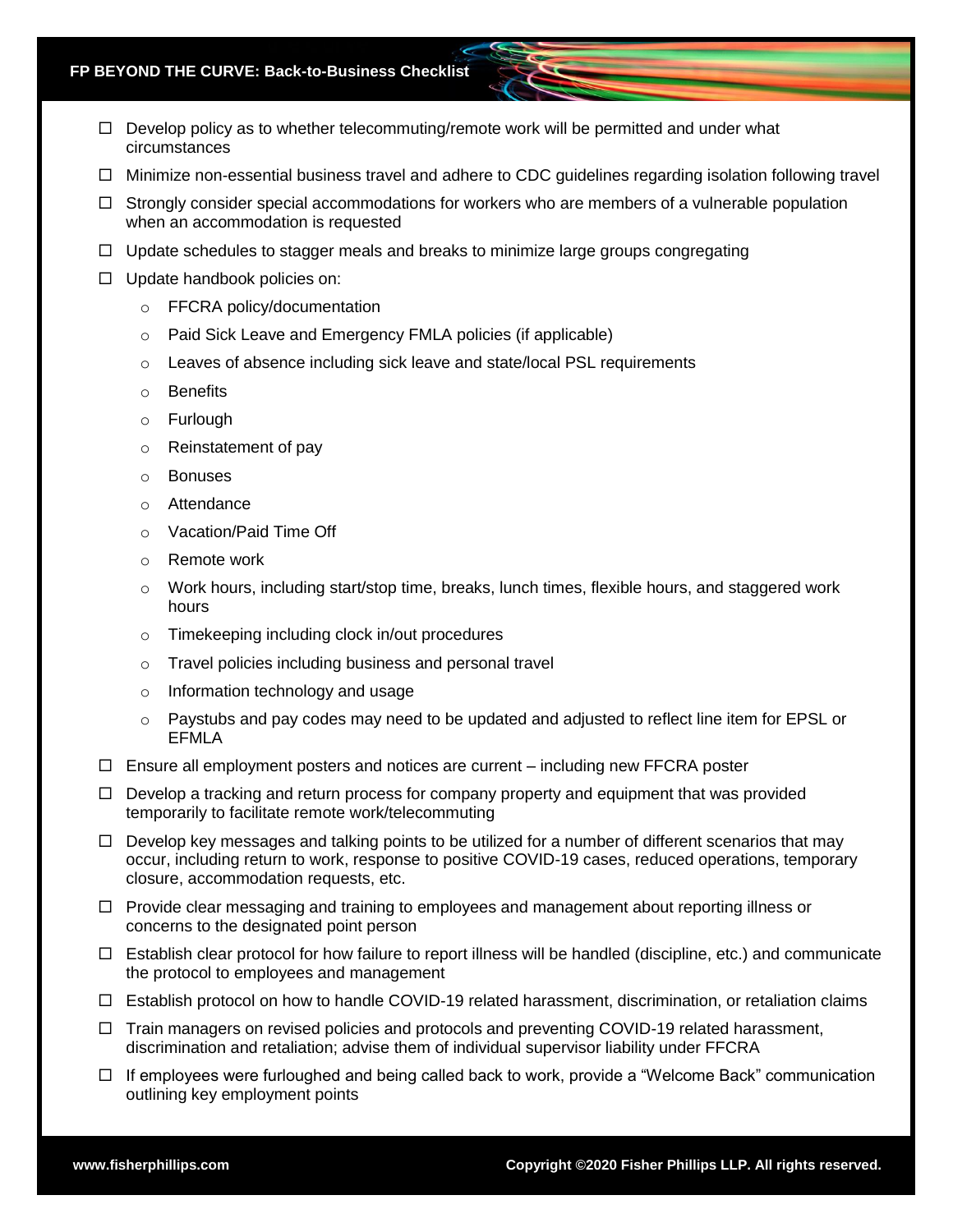- ☐ Develop policy as to whether telecommuting/remote work will be permitted and under what circumstances
- ☐ Minimize non-essential business travel and adhere to CDC guidelines regarding isolation following travel
- ☐ Strongly consider special accommodations for workers who are members of a vulnerable population when an accommodation is requested
- ☐ Update schedules to stagger meals and breaks to minimize large groups congregating
- ☐ Update handbook policies on:
  - FFCRA policy/documentation
  - Paid Sick Leave and Emergency FMLA policies (if applicable)
  - Leaves of absence including sick leave and state/local PSL requirements
  - Benefits
  - Furlough
  - Reinstatement of pay
  - Bonuses
  - Attendance
  - Vacation/Paid Time Off
  - Remote work
  - Work hours, including start/stop time, breaks, lunch times, flexible hours, and staggered work hours
  - Timekeeping including clock in/out procedures
  - Travel policies including business and personal travel
  - Information technology and usage
  - Paystubs and pay codes may need to be updated and adjusted to reflect line item for EPSL or EFMLA
- ☐ Ensure all employment posters and notices are current – including new FFCRA poster
- ☐ Develop a tracking and return process for company property and equipment that was provided temporarily to facilitate remote work/telecommuting
- ☐ Develop key messages and talking points to be utilized for a number of different scenarios that may occur, including return to work, response to positive COVID-19 cases, reduced operations, temporary closure, accommodation requests, etc.
- ☐ Provide clear messaging and training to employees and management about reporting illness or concerns to the designated point person
- ☐ Establish clear protocol for how failure to report illness will be handled (discipline, etc.) and communicate the protocol to employees and management
- ☐ Establish protocol on how to handle COVID-19 related harassment, discrimination, or retaliation claims
- ☐ Train managers on revised policies and protocols and preventing COVID-19 related harassment, discrimination and retaliation; advise them of individual supervisor liability under FFCRA
- ☐ If employees were furloughed and being called back to work, provide a "Welcome Back" communication outlining key employment points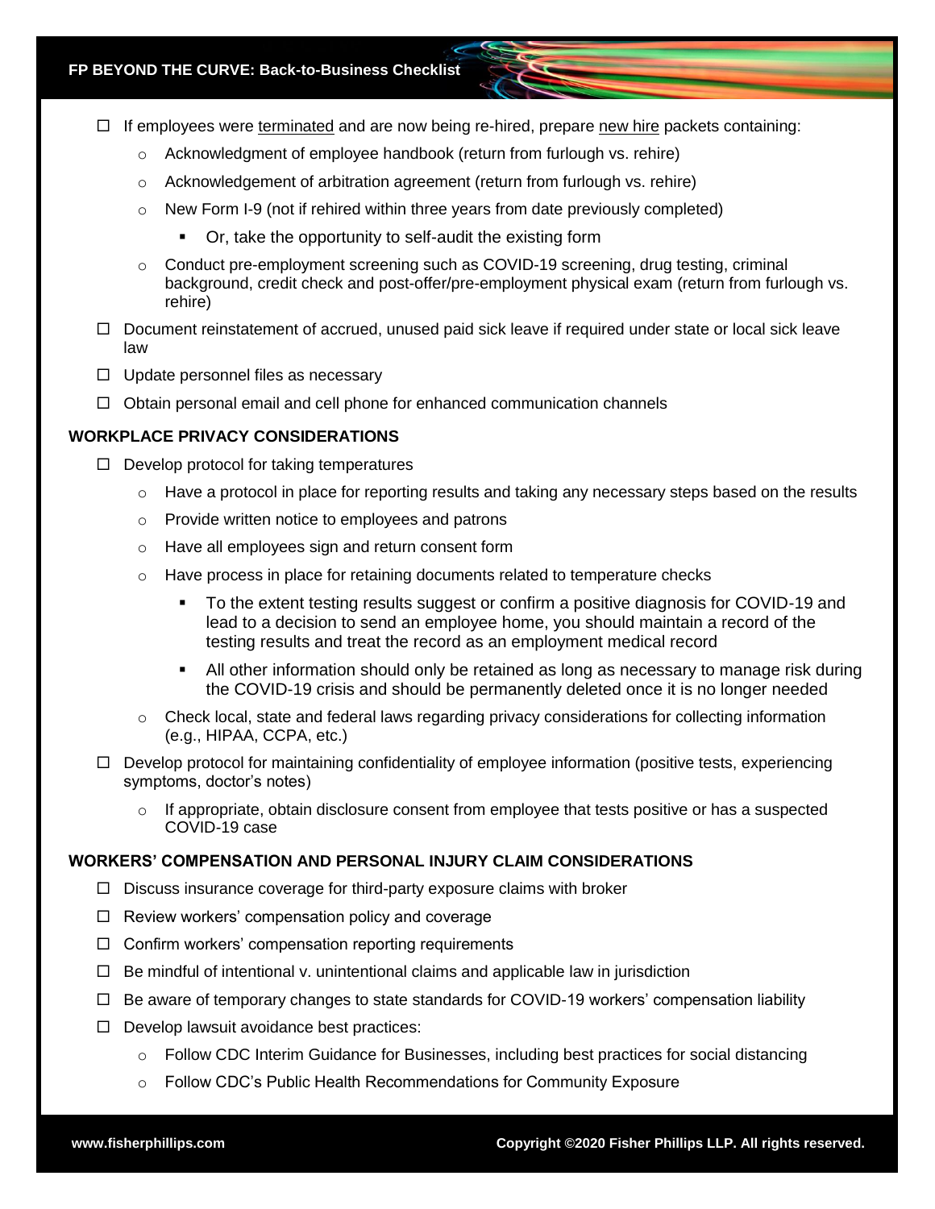- ☐ If employees were terminated and are now being re-hired, prepare new hire packets containing:
  - Acknowledgment of employee handbook (return from furlough vs. rehire)
  - Acknowledgement of arbitration agreement (return from furlough vs. rehire)
  - New Form I-9 (not if rehired within three years from date previously completed)
    - Or, take the opportunity to self-audit the existing form
  - Conduct pre-employment screening such as COVID-19 screening, drug testing, criminal background, credit check and post-offer/pre-employment physical exam (return from furlough vs. rehire)
- ☐ Document reinstatement of accrued, unused paid sick leave if required under state or local sick leave law
- ☐ Update personnel files as necessary
- ☐ Obtain personal email and cell phone for enhanced communication channels

**WORKPLACE PRIVACY CONSIDERATIONS**

- ☐ Develop protocol for taking temperatures
  - Have a protocol in place for reporting results and taking any necessary steps based on the results
  - Provide written notice to employees and patrons
  - Have all employees sign and return consent form
  - Have process in place for retaining documents related to temperature checks
    - To the extent testing results suggest or confirm a positive diagnosis for COVID-19 and lead to a decision to send an employee home, you should maintain a record of the testing results and treat the record as an employment medical record
    - All other information should only be retained as long as necessary to manage risk during the COVID-19 crisis and should be permanently deleted once it is no longer needed
  - Check local, state and federal laws regarding privacy considerations for collecting information (e.g., HIPAA, CCPA, etc.)
- ☐ Develop protocol for maintaining confidentiality of employee information (positive tests, experiencing symptoms, doctor's notes)
  - If appropriate, obtain disclosure consent from employee that tests positive or has a suspected COVID-19 case

**WORKERS' COMPENSATION AND PERSONAL INJURY CLAIM CONSIDERATIONS**

- ☐ Discuss insurance coverage for third-party exposure claims with broker
- ☐ Review workers' compensation policy and coverage
- ☐ Confirm workers' compensation reporting requirements
- ☐ Be mindful of intentional v. unintentional claims and applicable law in jurisdiction
- ☐ Be aware of temporary changes to state standards for COVID-19 workers' compensation liability
- ☐ Develop lawsuit avoidance best practices:
  - Follow CDC Interim Guidance for Businesses, including best practices for social distancing
  - Follow CDC's Public Health Recommendations for Community Exposure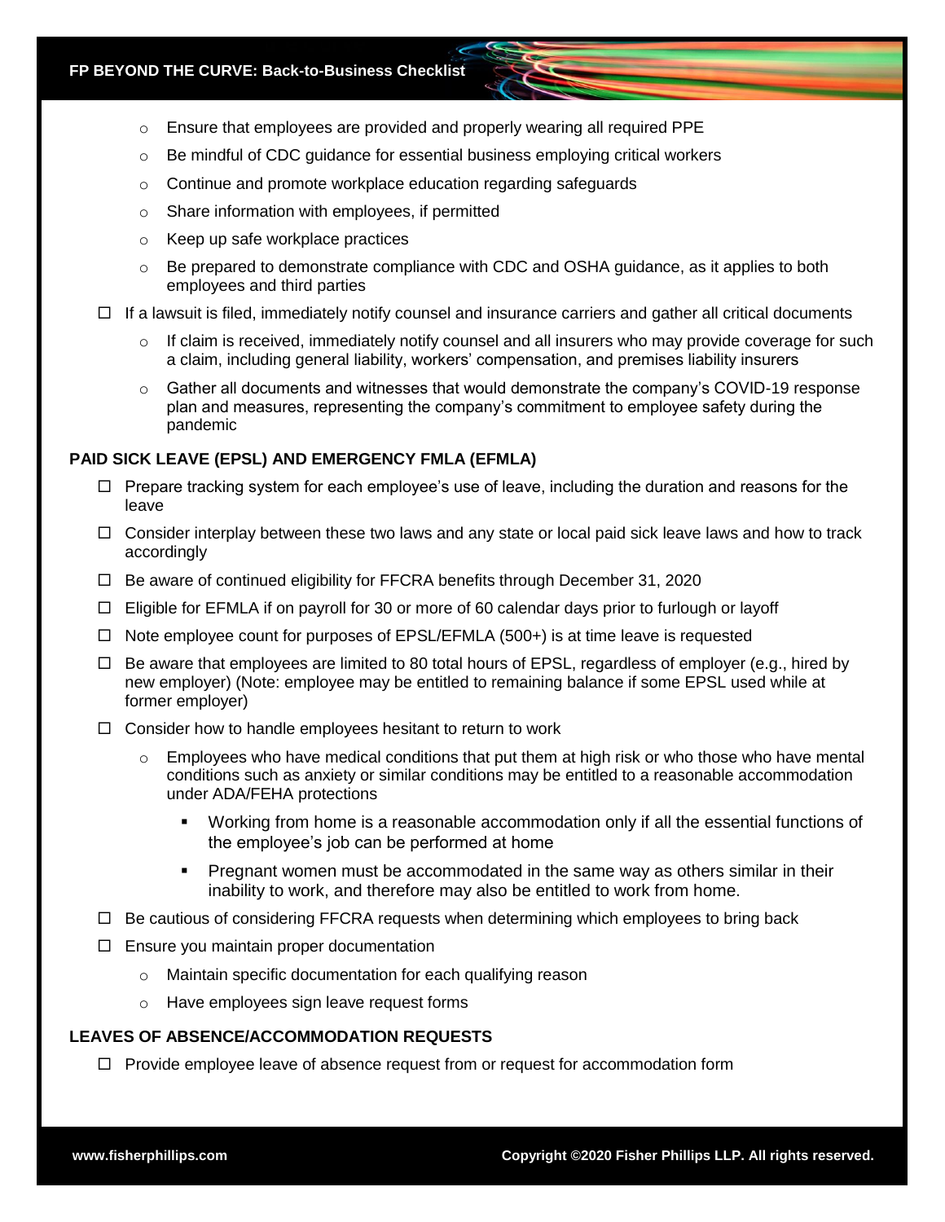- Ensure that employees are provided and properly wearing all required PPE
    - Be mindful of CDC guidance for essential business employing critical workers
    - Continue and promote workplace education regarding safeguards
    - Share information with employees, if permitted
    - Keep up safe workplace practices
    - Be prepared to demonstrate compliance with CDC and OSHA guidance, as it applies to both employees and third parties

- ☐ If a lawsuit is filed, immediately notify counsel and insurance carriers and gather all critical documents
    - If claim is received, immediately notify counsel and all insurers who may provide coverage for such a claim, including general liability, workers' compensation, and premises liability insurers
    - Gather all documents and witnesses that would demonstrate the company's COVID-19 response plan and measures, representing the company's commitment to employee safety during the pandemic

**PAID SICK LEAVE (EPSL) AND EMERGENCY FMLA (EFMLA)**

- ☐ Prepare tracking system for each employee's use of leave, including the duration and reasons for the leave
- ☐ Consider interplay between these two laws and any state or local paid sick leave laws and how to track accordingly
- ☐ Be aware of continued eligibility for FFCRA benefits through December 31, 2020
- ☐ Eligible for EFMLA if on payroll for 30 or more of 60 calendar days prior to furlough or layoff
- ☐ Note employee count for purposes of EPSL/EFMLA (500+) is at time leave is requested
- ☐ Be aware that employees are limited to 80 total hours of EPSL, regardless of employer (e.g., hired by new employer) (Note: employee may be entitled to remaining balance if some EPSL used while at former employer)
- ☐ Consider how to handle employees hesitant to return to work
    - Employees who have medical conditions that put them at high risk or who those who have mental conditions such as anxiety or similar conditions may be entitled to a reasonable accommodation under ADA/FEHA protections
        - Working from home is a reasonable accommodation only if all the essential functions of the employee's job can be performed at home
        - Pregnant women must be accommodated in the same way as others similar in their inability to work, and therefore may also be entitled to work from home.
- ☐ Be cautious of considering FFCRA requests when determining which employees to bring back
- ☐ Ensure you maintain proper documentation
    - Maintain specific documentation for each qualifying reason
    - Have employees sign leave request forms

**LEAVES OF ABSENCE/ACCOMMODATION REQUESTS**

- ☐ Provide employee leave of absence request from or request for accommodation form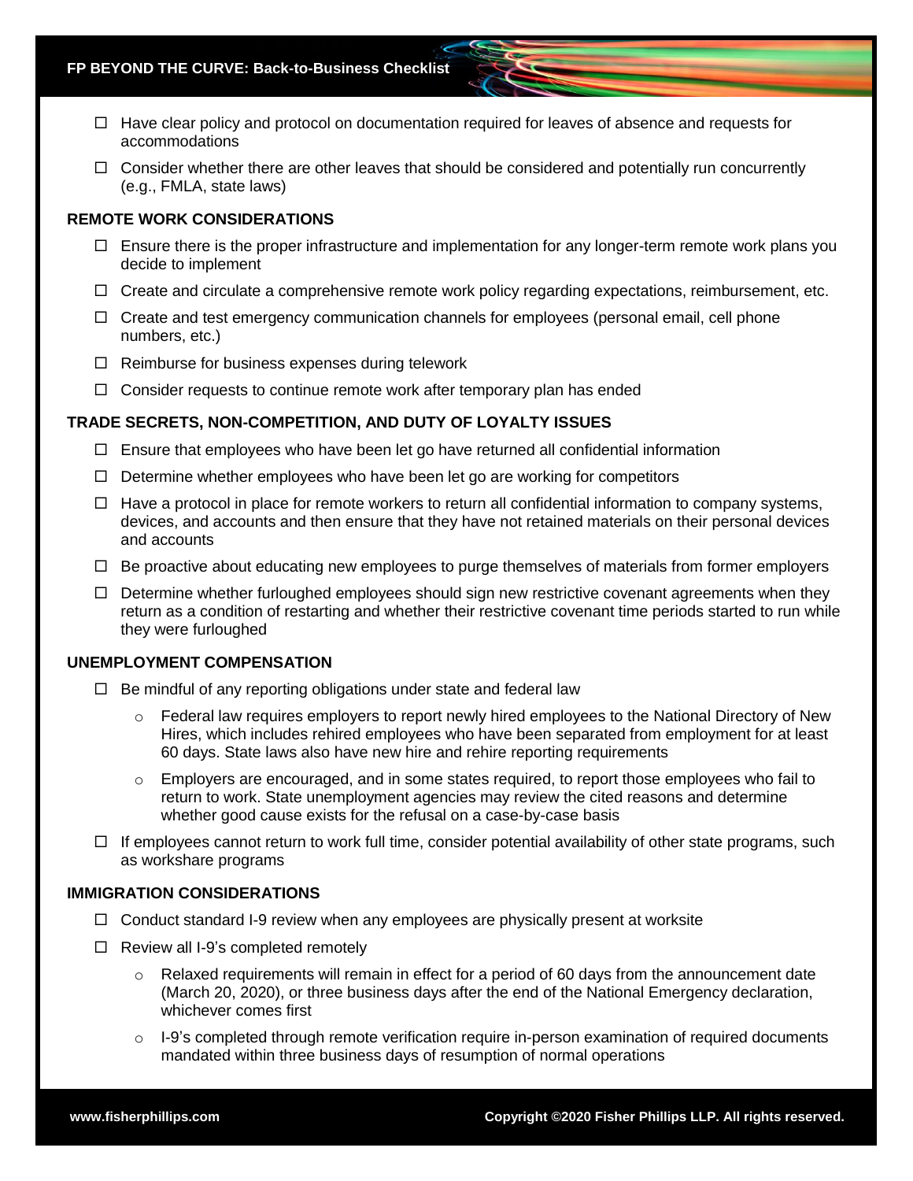- ☐ Have clear policy and protocol on documentation required for leaves of absence and requests for accommodations
- ☐ Consider whether there are other leaves that should be considered and potentially run concurrently (e.g., FMLA, state laws)

**REMOTE WORK CONSIDERATIONS**

- ☐ Ensure there is the proper infrastructure and implementation for any longer-term remote work plans you decide to implement
- ☐ Create and circulate a comprehensive remote work policy regarding expectations, reimbursement, etc.
- ☐ Create and test emergency communication channels for employees (personal email, cell phone numbers, etc.)
- ☐ Reimburse for business expenses during telework
- ☐ Consider requests to continue remote work after temporary plan has ended

**TRADE SECRETS, NON-COMPETITION, AND DUTY OF LOYALTY ISSUES**

- ☐ Ensure that employees who have been let go have returned all confidential information
- ☐ Determine whether employees who have been let go are working for competitors
- ☐ Have a protocol in place for remote workers to return all confidential information to company systems, devices, and accounts and then ensure that they have not retained materials on their personal devices and accounts
- ☐ Be proactive about educating new employees to purge themselves of materials from former employers
- ☐ Determine whether furloughed employees should sign new restrictive covenant agreements when they return as a condition of restarting and whether their restrictive covenant time periods started to run while they were furloughed

**UNEMPLOYMENT COMPENSATION**

- ☐ Be mindful of any reporting obligations under state and federal law
  - Federal law requires employers to report newly hired employees to the National Directory of New Hires, which includes rehired employees who have been separated from employment for at least 60 days. State laws also have new hire and rehire reporting requirements
  - Employers are encouraged, and in some states required, to report those employees who fail to return to work. State unemployment agencies may review the cited reasons and determine whether good cause exists for the refusal on a case-by-case basis
- ☐ If employees cannot return to work full time, consider potential availability of other state programs, such as workshare programs

**IMMIGRATION CONSIDERATIONS**

- ☐ Conduct standard I-9 review when any employees are physically present at worksite
- ☐ Review all I-9's completed remotely
  - Relaxed requirements will remain in effect for a period of 60 days from the announcement date (March 20, 2020), or three business days after the end of the National Emergency declaration, whichever comes first
  - I-9's completed through remote verification require in-person examination of required documents mandated within three business days of resumption of normal operations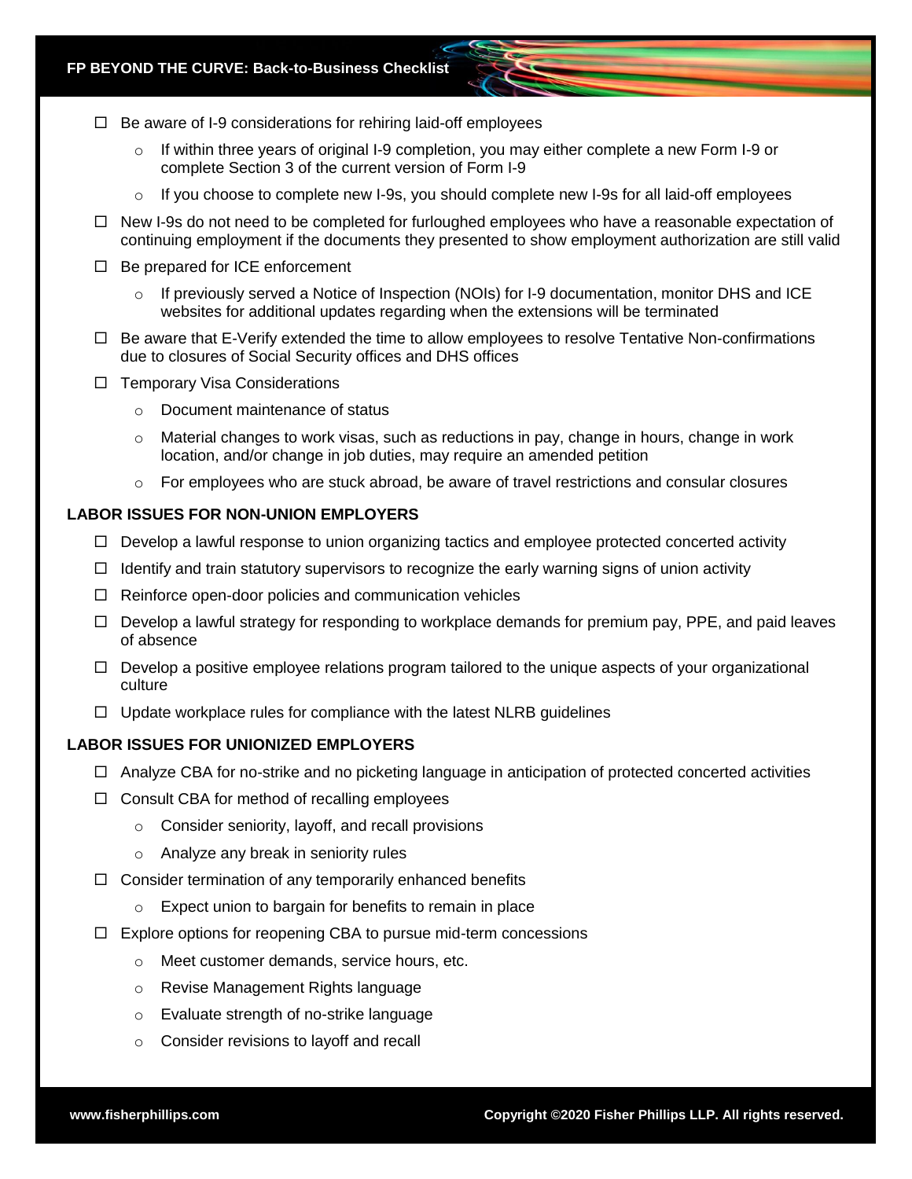- ☐ Be aware of I-9 considerations for rehiring laid-off employees
  - If within three years of original I-9 completion, you may either complete a new Form I-9 or complete Section 3 of the current version of Form I-9
  - If you choose to complete new I-9s, you should complete new I-9s for all laid-off employees
- ☐ New I-9s do not need to be completed for furloughed employees who have a reasonable expectation of continuing employment if the documents they presented to show employment authorization are still valid
- ☐ Be prepared for ICE enforcement
  - If previously served a Notice of Inspection (NOIs) for I-9 documentation, monitor DHS and ICE websites for additional updates regarding when the extensions will be terminated
- ☐ Be aware that E-Verify extended the time to allow employees to resolve Tentative Non-confirmations due to closures of Social Security offices and DHS offices
- ☐ Temporary Visa Considerations
  - Document maintenance of status
  - Material changes to work visas, such as reductions in pay, change in hours, change in work location, and/or change in job duties, may require an amended petition
  - For employees who are stuck abroad, be aware of travel restrictions and consular closures

## LABOR ISSUES FOR NON-UNION EMPLOYERS

- ☐ Develop a lawful response to union organizing tactics and employee protected concerted activity
- ☐ Identify and train statutory supervisors to recognize the early warning signs of union activity
- ☐ Reinforce open-door policies and communication vehicles
- ☐ Develop a lawful strategy for responding to workplace demands for premium pay, PPE, and paid leaves of absence
- ☐ Develop a positive employee relations program tailored to the unique aspects of your organizational culture
- ☐ Update workplace rules for compliance with the latest NLRB guidelines

## LABOR ISSUES FOR UNIONIZED EMPLOYERS

- ☐ Analyze CBA for no-strike and no picketing language in anticipation of protected concerted activities
- ☐ Consult CBA for method of recalling employees
  - Consider seniority, layoff, and recall provisions
  - Analyze any break in seniority rules
- ☐ Consider termination of any temporarily enhanced benefits
  - Expect union to bargain for benefits to remain in place
- ☐ Explore options for reopening CBA to pursue mid-term concessions
  - Meet customer demands, service hours, etc.
  - Revise Management Rights language
  - Evaluate strength of no-strike language
  - Consider revisions to layoff and recall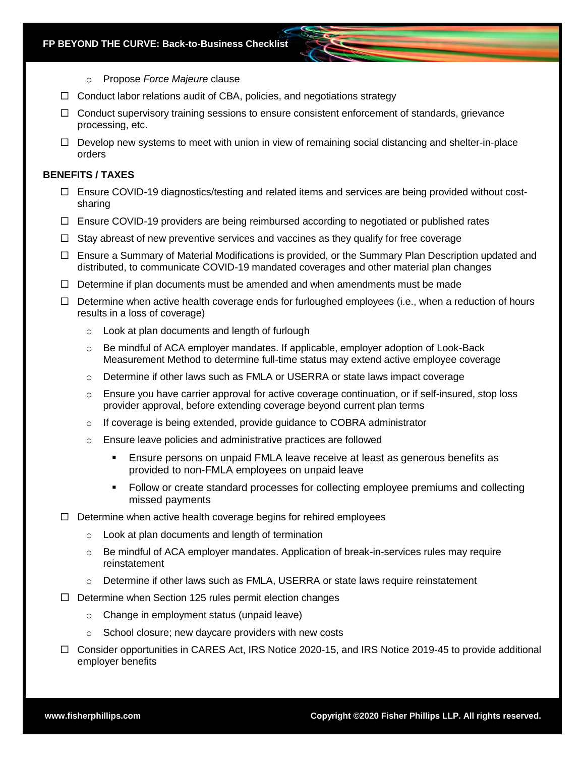- Propose *Force Majeure* clause

- ☐ Conduct labor relations audit of CBA, policies, and negotiations strategy
- ☐ Conduct supervisory training sessions to ensure consistent enforcement of standards, grievance processing, etc.
- ☐ Develop new systems to meet with union in view of remaining social distancing and shelter-in-place orders

**BENEFITS / TAXES**

- ☐ Ensure COVID-19 diagnostics/testing and related items and services are being provided without cost-sharing
- ☐ Ensure COVID-19 providers are being reimbursed according to negotiated or published rates
- ☐ Stay abreast of new preventive services and vaccines as they qualify for free coverage
- ☐ Ensure a Summary of Material Modifications is provided, or the Summary Plan Description updated and distributed, to communicate COVID-19 mandated coverages and other material plan changes
- ☐ Determine if plan documents must be amended and when amendments must be made
- ☐ Determine when active health coverage ends for furloughed employees (i.e., when a reduction of hours results in a loss of coverage)
  - Look at plan documents and length of furlough
  - Be mindful of ACA employer mandates. If applicable, employer adoption of Look-Back Measurement Method to determine full-time status may extend active employee coverage
  - Determine if other laws such as FMLA or USERRA or state laws impact coverage
  - Ensure you have carrier approval for active coverage continuation, or if self-insured, stop loss provider approval, before extending coverage beyond current plan terms
  - If coverage is being extended, provide guidance to COBRA administrator
  - Ensure leave policies and administrative practices are followed
    - Ensure persons on unpaid FMLA leave receive at least as generous benefits as provided to non-FMLA employees on unpaid leave
    - Follow or create standard processes for collecting employee premiums and collecting missed payments
- ☐ Determine when active health coverage begins for rehired employees
  - Look at plan documents and length of termination
  - Be mindful of ACA employer mandates. Application of break-in-services rules may require reinstatement
  - Determine if other laws such as FMLA, USERRA or state laws require reinstatement
- ☐ Determine when Section 125 rules permit election changes
  - Change in employment status (unpaid leave)
  - School closure; new daycare providers with new costs
- ☐ Consider opportunities in CARES Act, IRS Notice 2020-15, and IRS Notice 2019-45 to provide additional employer benefits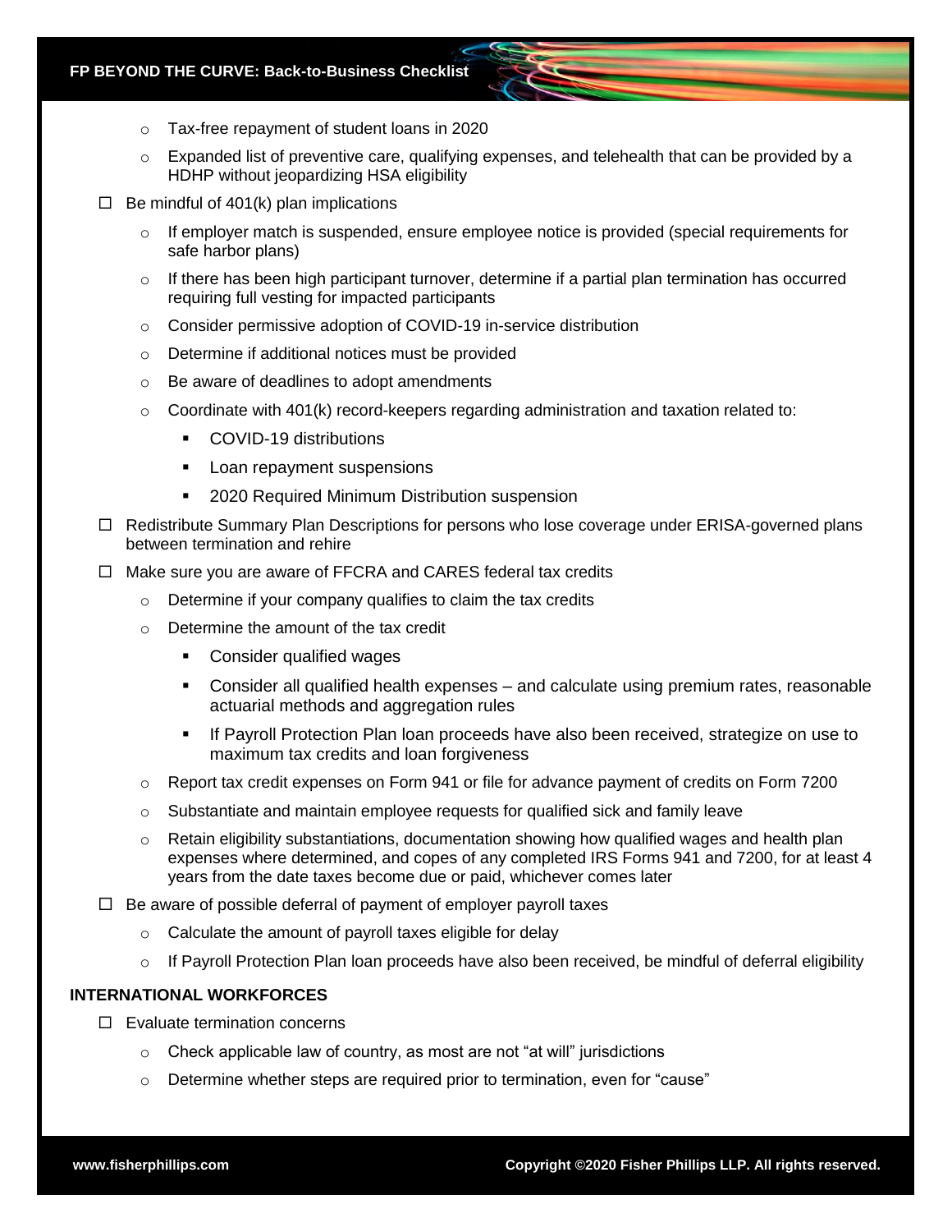- Tax-free repayment of student loans in 2020
  - Expanded list of preventive care, qualifying expenses, and telehealth that can be provided by a HDHP without jeopardizing HSA eligibility

- ☐ Be mindful of 401(k) plan implications
  - If employer match is suspended, ensure employee notice is provided (special requirements for safe harbor plans)
  - If there has been high participant turnover, determine if a partial plan termination has occurred requiring full vesting for impacted participants
  - Consider permissive adoption of COVID-19 in-service distribution
  - Determine if additional notices must be provided
  - Be aware of deadlines to adopt amendments
  - Coordinate with 401(k) record-keepers regarding administration and taxation related to:
    - COVID-19 distributions
    - Loan repayment suspensions
    - 2020 Required Minimum Distribution suspension

- ☐ Redistribute Summary Plan Descriptions for persons who lose coverage under ERISA-governed plans between termination and rehire

- ☐ Make sure you are aware of FFCRA and CARES federal tax credits
  - Determine if your company qualifies to claim the tax credits
  - Determine the amount of the tax credit
    - Consider qualified wages
    - Consider all qualified health expenses – and calculate using premium rates, reasonable actuarial methods and aggregation rules
    - If Payroll Protection Plan loan proceeds have also been received, strategize on use to maximum tax credits and loan forgiveness
  - Report tax credit expenses on Form 941 or file for advance payment of credits on Form 7200
  - Substantiate and maintain employee requests for qualified sick and family leave
  - Retain eligibility substantiations, documentation showing how qualified wages and health plan expenses where determined, and copes of any completed IRS Forms 941 and 7200, for at least 4 years from the date taxes become due or paid, whichever comes later

- ☐ Be aware of possible deferral of payment of employer payroll taxes
  - Calculate the amount of payroll taxes eligible for delay
  - If Payroll Protection Plan loan proceeds have also been received, be mindful of deferral eligibility

**INTERNATIONAL WORKFORCES**

- ☐ Evaluate termination concerns
  - Check applicable law of country, as most are not "at will" jurisdictions
  - Determine whether steps are required prior to termination, even for "cause"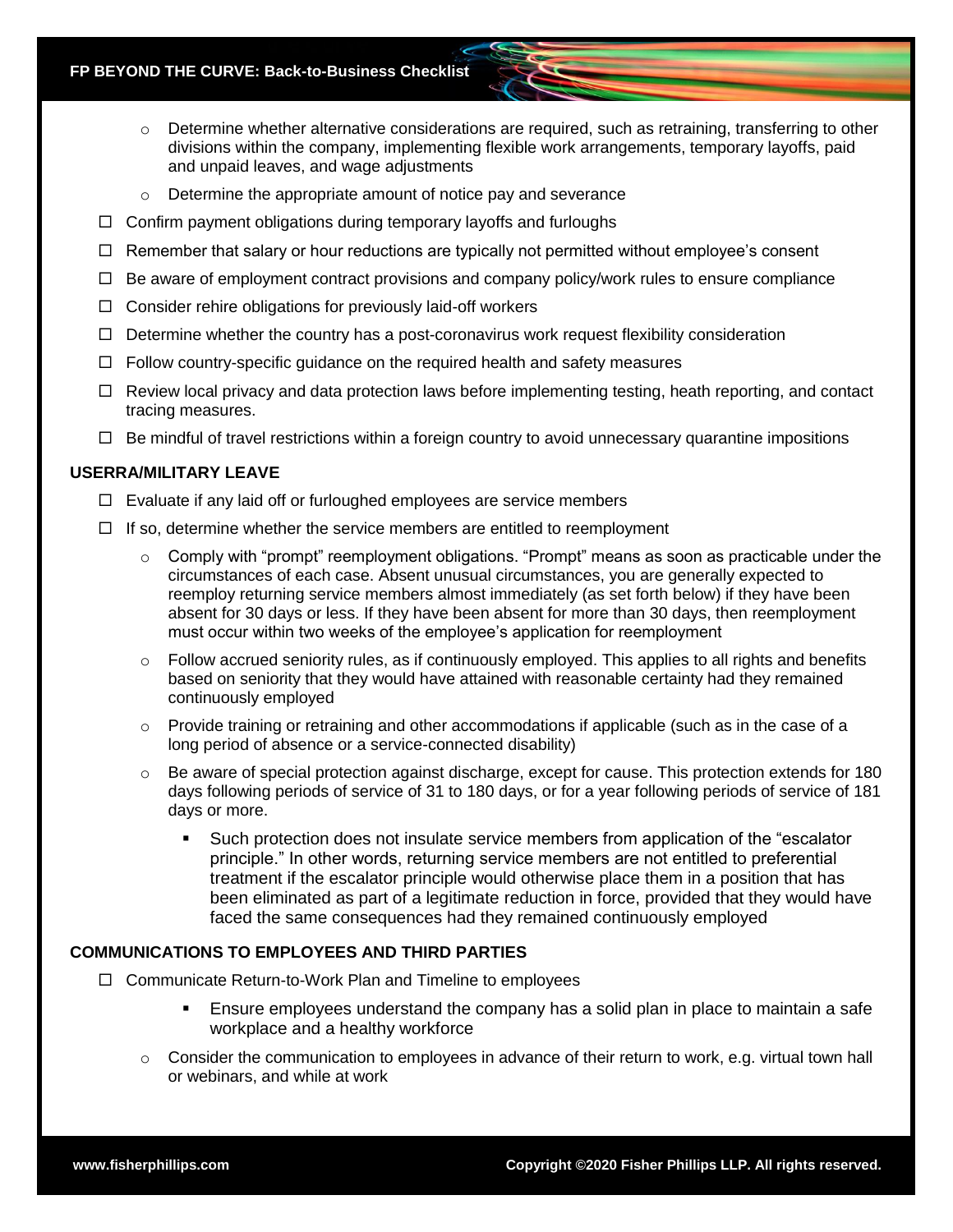- Determine whether alternative considerations are required, such as retraining, transferring to other divisions within the company, implementing flexible work arrangements, temporary layoffs, paid and unpaid leaves, and wage adjustments
    - Determine the appropriate amount of notice pay and severance
- ☐ Confirm payment obligations during temporary layoffs and furloughs
- ☐ Remember that salary or hour reductions are typically not permitted without employee's consent
- ☐ Be aware of employment contract provisions and company policy/work rules to ensure compliance
- ☐ Consider rehire obligations for previously laid-off workers
- ☐ Determine whether the country has a post-coronavirus work request flexibility consideration
- ☐ Follow country-specific guidance on the required health and safety measures
- ☐ Review local privacy and data protection laws before implementing testing, heath reporting, and contact tracing measures.
- ☐ Be mindful of travel restrictions within a foreign country to avoid unnecessary quarantine impositions

**USERRA/MILITARY LEAVE**

- ☐ Evaluate if any laid off or furloughed employees are service members
- ☐ If so, determine whether the service members are entitled to reemployment
    - Comply with "prompt" reemployment obligations. "Prompt" means as soon as practicable under the circumstances of each case. Absent unusual circumstances, you are generally expected to reemploy returning service members almost immediately (as set forth below) if they have been absent for 30 days or less. If they have been absent for more than 30 days, then reemployment must occur within two weeks of the employee's application for reemployment
    - Follow accrued seniority rules, as if continuously employed. This applies to all rights and benefits based on seniority that they would have attained with reasonable certainty had they remained continuously employed
    - Provide training or retraining and other accommodations if applicable (such as in the case of a long period of absence or a service-connected disability)
    - Be aware of special protection against discharge, except for cause. This protection extends for 180 days following periods of service of 31 to 180 days, or for a year following periods of service of 181 days or more.
        - Such protection does not insulate service members from application of the "escalator principle." In other words, returning service members are not entitled to preferential treatment if the escalator principle would otherwise place them in a position that has been eliminated as part of a legitimate reduction in force, provided that they would have faced the same consequences had they remained continuously employed

**COMMUNICATIONS TO EMPLOYEES AND THIRD PARTIES**

- ☐ Communicate Return-to-Work Plan and Timeline to employees
        - Ensure employees understand the company has a solid plan in place to maintain a safe workplace and a healthy workforce
    - Consider the communication to employees in advance of their return to work, e.g. virtual town hall or webinars, and while at work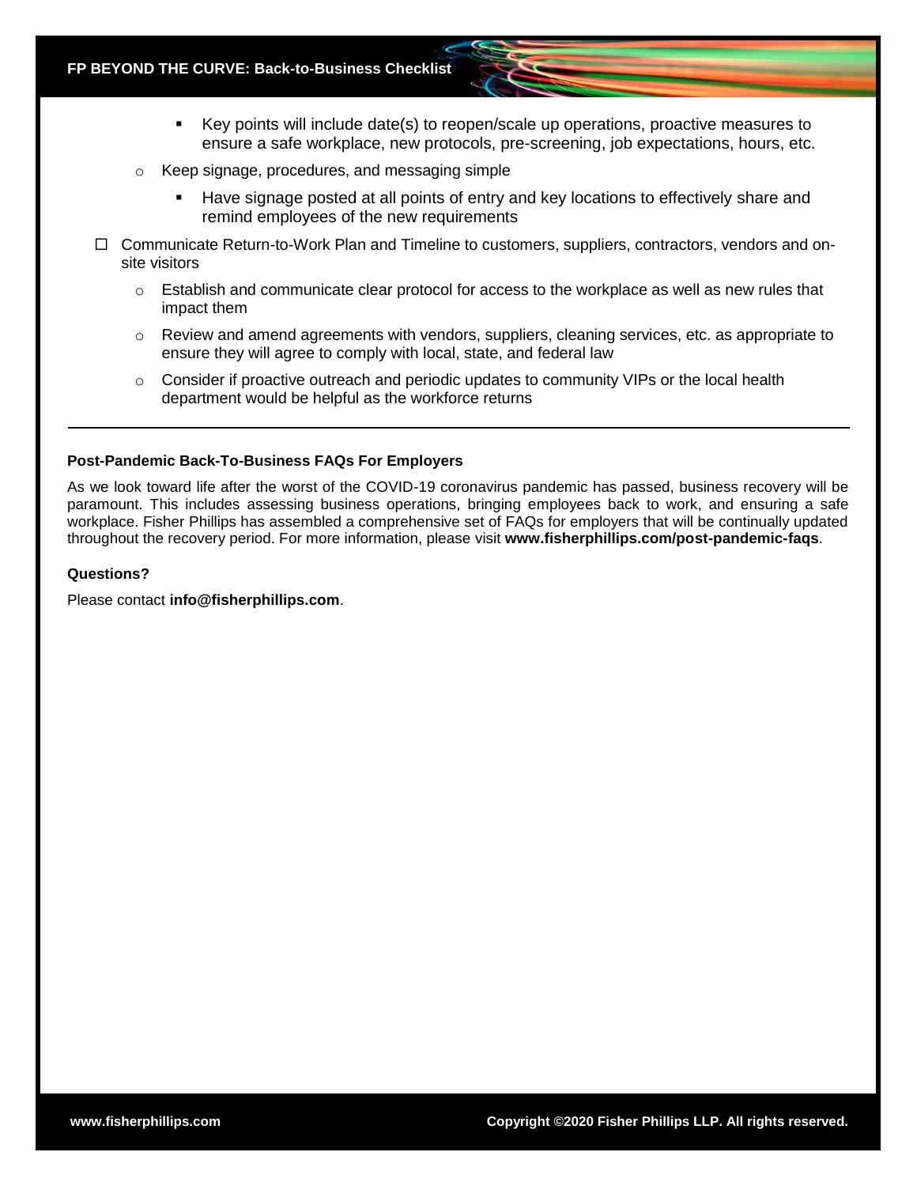- Key points will include date(s) to reopen/scale up operations, proactive measures to ensure a safe workplace, new protocols, pre-screening, job expectations, hours, etc.
  - Keep signage, procedures, and messaging simple
      - Have signage posted at all points of entry and key locations to effectively share and remind employees of the new requirements

- ☐ Communicate Return-to-Work Plan and Timeline to customers, suppliers, contractors, vendors and on-site visitors
  - Establish and communicate clear protocol for access to the workplace as well as new rules that impact them
  - Review and amend agreements with vendors, suppliers, cleaning services, etc. as appropriate to ensure they will agree to comply with local, state, and federal law
  - Consider if proactive outreach and periodic updates to community VIPs or the local health department would be helpful as the workforce returns

---

**Post-Pandemic Back-To-Business FAQs For Employers**

As we look toward life after the worst of the COVID-19 coronavirus pandemic has passed, business recovery will be paramount. This includes assessing business operations, bringing employees back to work, and ensuring a safe workplace. Fisher Phillips has assembled a comprehensive set of FAQs for employers that will be continually updated throughout the recovery period. For more information, please visit **www.fisherphillips.com/post-pandemic-faqs**.

**Questions?**

Please contact **info@fisherphillips.com**.